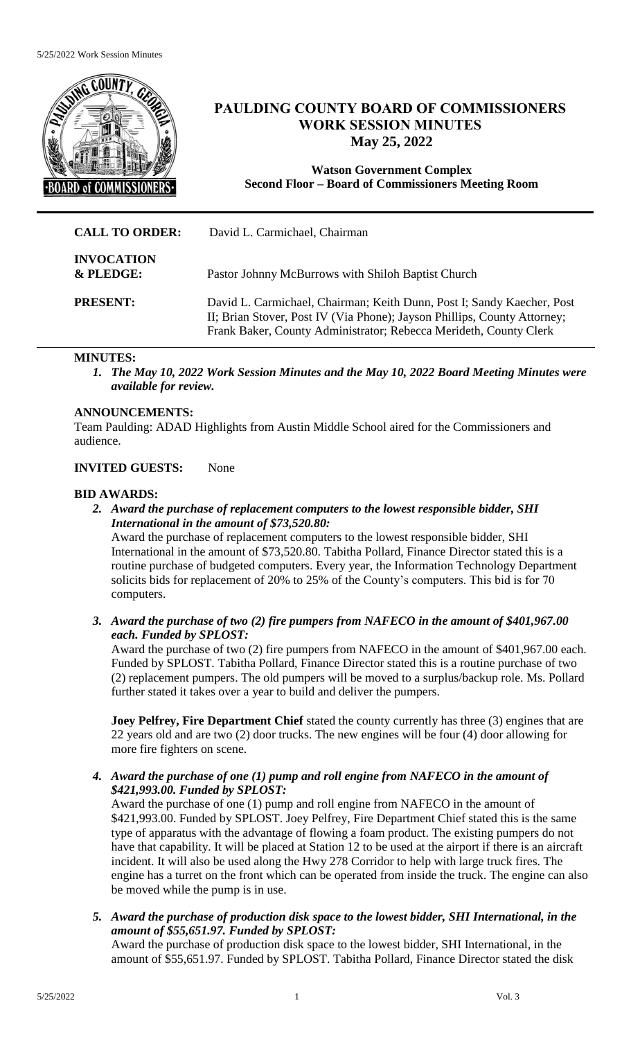# PAULDING COUNTY BOARD OF COMMISSIONERS WORK SESSION MINUTES

## May 25, 2022

**Watson Government Complex**
**Second Floor – Board of Commissioners Meeting Room**

| | |
|---|---|
| **CALL TO ORDER:** | David L. Carmichael, Chairman |
| **INVOCATION & PLEDGE:** | Pastor Johnny McBurrows with Shiloh Baptist Church |
| **PRESENT:** | David L. Carmichael, Chairman; Keith Dunn, Post I; Sandy Kaecher, Post II; Brian Stover, Post IV (Via Phone); Jayson Phillips, County Attorney; Frank Baker, County Administrator; Rebecca Merideth, County Clerk |

**MINUTES:**

*1. The May 10, 2022 Work Session Minutes and the May 10, 2022 Board Meeting Minutes were available for review.*

**ANNOUNCEMENTS:**

Team Paulding: ADAD Highlights from Austin Middle School aired for the Commissioners and audience.

**INVITED GUESTS:** None

**BID AWARDS:**

*2. Award the purchase of replacement computers to the lowest responsible bidder, SHI International in the amount of $73,520.80:*

Award the purchase of replacement computers to the lowest responsible bidder, SHI International in the amount of $73,520.80. Tabitha Pollard, Finance Director stated this is a routine purchase of budgeted computers. Every year, the Information Technology Department solicits bids for replacement of 20% to 25% of the County's computers. This bid is for 70 computers.

*3. Award the purchase of two (2) fire pumpers from NAFECO in the amount of $401,967.00 each. Funded by SPLOST:*

Award the purchase of two (2) fire pumpers from NAFECO in the amount of $401,967.00 each. Funded by SPLOST. Tabitha Pollard, Finance Director stated this is a routine purchase of two (2) replacement pumpers. The old pumpers will be moved to a surplus/backup role. Ms. Pollard further stated it takes over a year to build and deliver the pumpers.

**Joey Pelfrey, Fire Department Chief** stated the county currently has three (3) engines that are 22 years old and are two (2) door trucks. The new engines will be four (4) door allowing for more fire fighters on scene.

*4. Award the purchase of one (1) pump and roll engine from NAFECO in the amount of $421,993.00. Funded by SPLOST:*

Award the purchase of one (1) pump and roll engine from NAFECO in the amount of $421,993.00. Funded by SPLOST. Joey Pelfrey, Fire Department Chief stated this is the same type of apparatus with the advantage of flowing a foam product. The existing pumpers do not have that capability. It will be placed at Station 12 to be used at the airport if there is an aircraft incident. It will also be used along the Hwy 278 Corridor to help with large truck fires. The engine has a turret on the front which can be operated from inside the truck. The engine can also be moved while the pump is in use.

*5. Award the purchase of production disk space to the lowest bidder, SHI International, in the amount of $55,651.97. Funded by SPLOST:*

Award the purchase of production disk space to the lowest bidder, SHI International, in the amount of $55,651.97. Funded by SPLOST. Tabitha Pollard, Finance Director stated the disk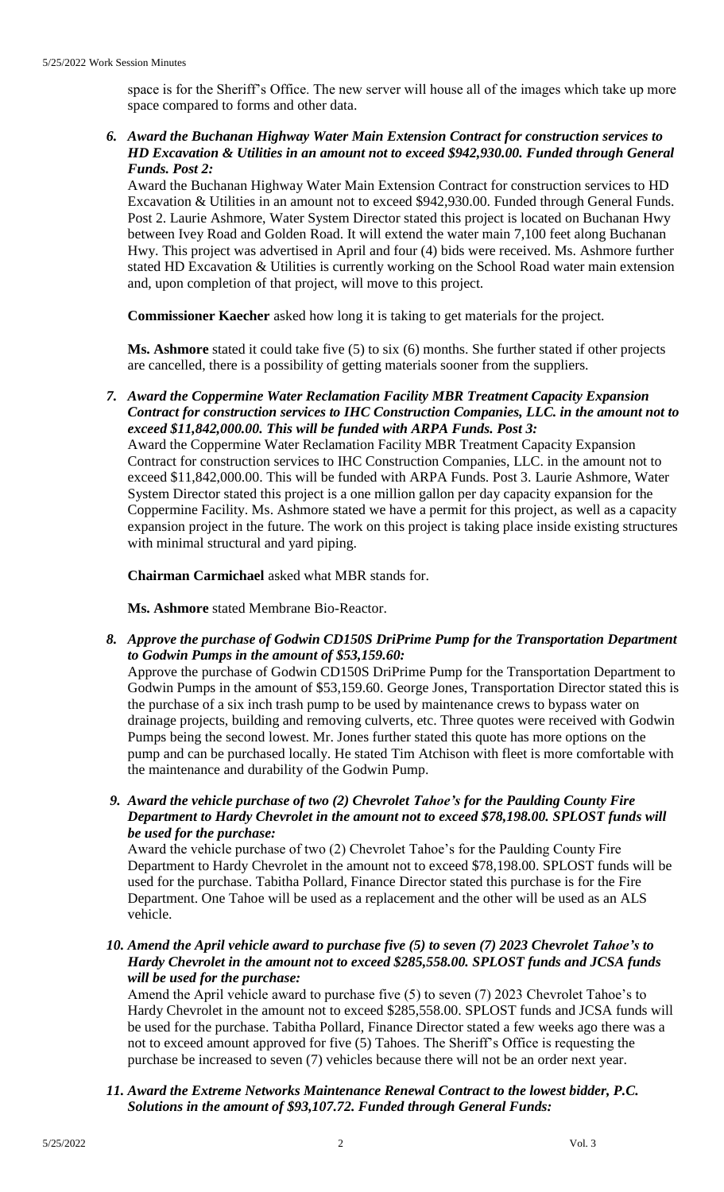space is for the Sheriff's Office. The new server will house all of the images which take up more space compared to forms and other data.

6. ***Award the Buchanan Highway Water Main Extension Contract for construction services to HD Excavation & Utilities in an amount not to exceed $942,930.00. Funded through General Funds. Post 2:***

   Award the Buchanan Highway Water Main Extension Contract for construction services to HD Excavation & Utilities in an amount not to exceed $942,930.00. Funded through General Funds. Post 2. Laurie Ashmore, Water System Director stated this project is located on Buchanan Hwy between Ivey Road and Golden Road. It will extend the water main 7,100 feet along Buchanan Hwy. This project was advertised in April and four (4) bids were received. Ms. Ashmore further stated HD Excavation & Utilities is currently working on the School Road water main extension and, upon completion of that project, will move to this project.

   **Commissioner Kaecher** asked how long it is taking to get materials for the project.

   **Ms. Ashmore** stated it could take five (5) to six (6) months. She further stated if other projects are cancelled, there is a possibility of getting materials sooner from the suppliers.

7. ***Award the Coppermine Water Reclamation Facility MBR Treatment Capacity Expansion Contract for construction services to IHC Construction Companies, LLC. in the amount not to exceed $11,842,000.00. This will be funded with ARPA Funds. Post 3:***

   Award the Coppermine Water Reclamation Facility MBR Treatment Capacity Expansion Contract for construction services to IHC Construction Companies, LLC. in the amount not to exceed $11,842,000.00. This will be funded with ARPA Funds. Post 3. Laurie Ashmore, Water System Director stated this project is a one million gallon per day capacity expansion for the Coppermine Facility. Ms. Ashmore stated we have a permit for this project, as well as a capacity expansion project in the future. The work on this project is taking place inside existing structures with minimal structural and yard piping.

   **Chairman Carmichael** asked what MBR stands for.

   **Ms. Ashmore** stated Membrane Bio-Reactor.

8. ***Approve the purchase of Godwin CD150S DriPrime Pump for the Transportation Department to Godwin Pumps in the amount of $53,159.60:***

   Approve the purchase of Godwin CD150S DriPrime Pump for the Transportation Department to Godwin Pumps in the amount of $53,159.60. George Jones, Transportation Director stated this is the purchase of a six inch trash pump to be used by maintenance crews to bypass water on drainage projects, building and removing culverts, etc. Three quotes were received with Godwin Pumps being the second lowest. Mr. Jones further stated this quote has more options on the pump and can be purchased locally. He stated Tim Atchison with fleet is more comfortable with the maintenance and durability of the Godwin Pump.

9. ***Award the vehicle purchase of two (2) Chevrolet Tahoe's for the Paulding County Fire Department to Hardy Chevrolet in the amount not to exceed $78,198.00. SPLOST funds will be used for the purchase:***

   Award the vehicle purchase of two (2) Chevrolet Tahoe's for the Paulding County Fire Department to Hardy Chevrolet in the amount not to exceed $78,198.00. SPLOST funds will be used for the purchase. Tabitha Pollard, Finance Director stated this purchase is for the Fire Department. One Tahoe will be used as a replacement and the other will be used as an ALS vehicle.

10. ***Amend the April vehicle award to purchase five (5) to seven (7) 2023 Chevrolet Tahoe's to Hardy Chevrolet in the amount not to exceed $285,558.00. SPLOST funds and JCSA funds will be used for the purchase:***

    Amend the April vehicle award to purchase five (5) to seven (7) 2023 Chevrolet Tahoe's to Hardy Chevrolet in the amount not to exceed $285,558.00. SPLOST funds and JCSA funds will be used for the purchase. Tabitha Pollard, Finance Director stated a few weeks ago there was a not to exceed amount approved for five (5) Tahoes. The Sheriff's Office is requesting the purchase be increased to seven (7) vehicles because there will not be an order next year.

11. ***Award the Extreme Networks Maintenance Renewal Contract to the lowest bidder, P.C. Solutions in the amount of $93,107.72. Funded through General Funds:***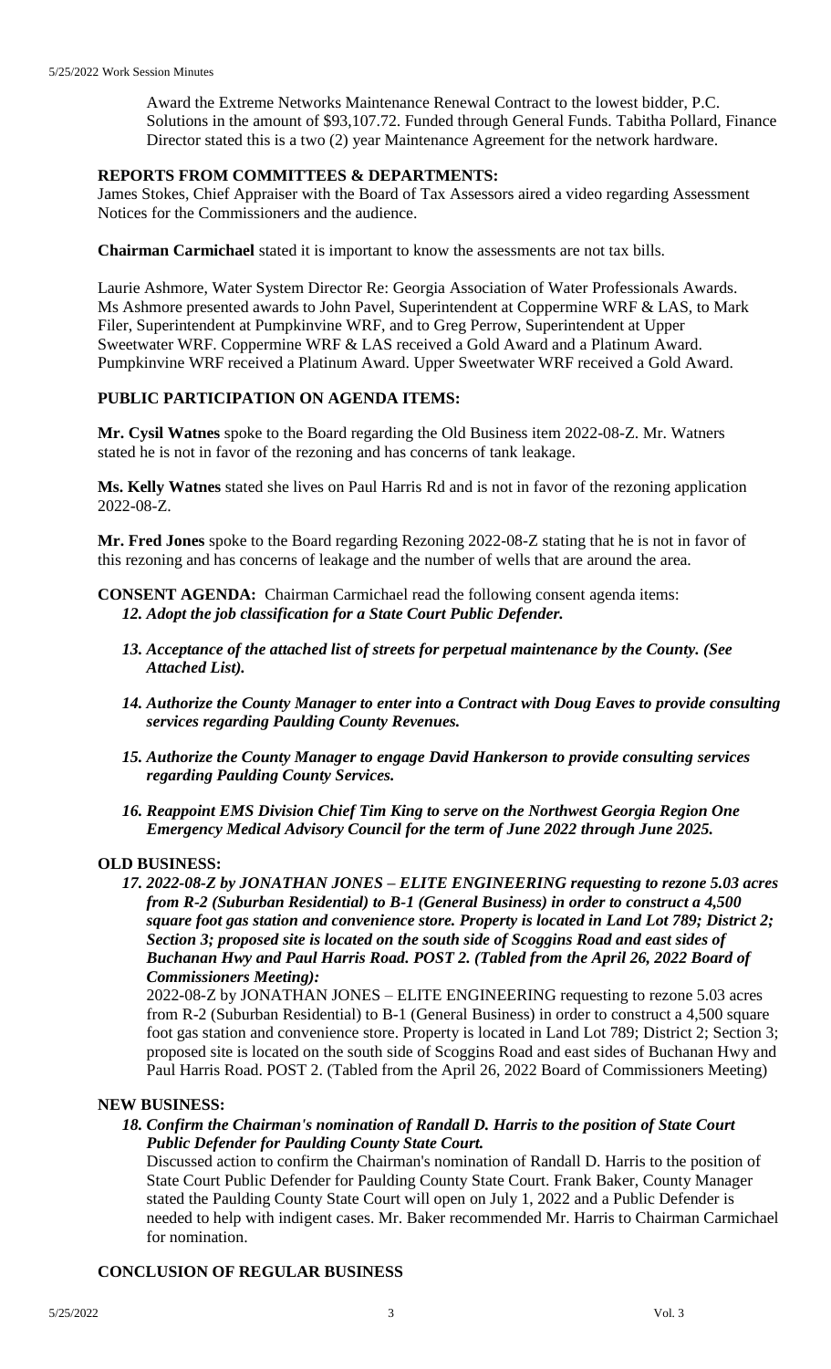Award the Extreme Networks Maintenance Renewal Contract to the lowest bidder, P.C. Solutions in the amount of $93,107.72. Funded through General Funds. Tabitha Pollard, Finance Director stated this is a two (2) year Maintenance Agreement for the network hardware.

**REPORTS FROM COMMITTEES & DEPARTMENTS:**

James Stokes, Chief Appraiser with the Board of Tax Assessors aired a video regarding Assessment Notices for the Commissioners and the audience.

**Chairman Carmichael** stated it is important to know the assessments are not tax bills.

Laurie Ashmore, Water System Director Re: Georgia Association of Water Professionals Awards. Ms Ashmore presented awards to John Pavel, Superintendent at Coppermine WRF & LAS, to Mark Filer, Superintendent at Pumpkinvine WRF, and to Greg Perrow, Superintendent at Upper Sweetwater WRF. Coppermine WRF & LAS received a Gold Award and a Platinum Award. Pumpkinvine WRF received a Platinum Award. Upper Sweetwater WRF received a Gold Award.

**PUBLIC PARTICIPATION ON AGENDA ITEMS:**

**Mr. Cysil Watnes** spoke to the Board regarding the Old Business item 2022-08-Z. Mr. Watners stated he is not in favor of the rezoning and has concerns of tank leakage.

**Ms. Kelly Watnes** stated she lives on Paul Harris Rd and is not in favor of the rezoning application 2022-08-Z.

**Mr. Fred Jones** spoke to the Board regarding Rezoning 2022-08-Z stating that he is not in favor of this rezoning and has concerns of leakage and the number of wells that are around the area.

**CONSENT AGENDA:** Chairman Carmichael read the following consent agenda items:

***12. Adopt the job classification for a State Court Public Defender.***

***13. Acceptance of the attached list of streets for perpetual maintenance by the County. (See Attached List).***

***14. Authorize the County Manager to enter into a Contract with Doug Eaves to provide consulting services regarding Paulding County Revenues.***

***15. Authorize the County Manager to engage David Hankerson to provide consulting services regarding Paulding County Services.***

***16. Reappoint EMS Division Chief Tim King to serve on the Northwest Georgia Region One Emergency Medical Advisory Council for the term of June 2022 through June 2025.***

**OLD BUSINESS:**

***17. 2022-08-Z by JONATHAN JONES – ELITE ENGINEERING requesting to rezone 5.03 acres from R-2 (Suburban Residential) to B-1 (General Business) in order to construct a 4,500 square foot gas station and convenience store. Property is located in Land Lot 789; District 2; Section 3; proposed site is located on the south side of Scoggins Road and east sides of Buchanan Hwy and Paul Harris Road. POST 2. (Tabled from the April 26, 2022 Board of Commissioners Meeting):***

2022-08-Z by JONATHAN JONES – ELITE ENGINEERING requesting to rezone 5.03 acres from R-2 (Suburban Residential) to B-1 (General Business) in order to construct a 4,500 square foot gas station and convenience store. Property is located in Land Lot 789; District 2; Section 3; proposed site is located on the south side of Scoggins Road and east sides of Buchanan Hwy and Paul Harris Road. POST 2. (Tabled from the April 26, 2022 Board of Commissioners Meeting)

**NEW BUSINESS:**

***18. Confirm the Chairman's nomination of Randall D. Harris to the position of State Court Public Defender for Paulding County State Court.***

Discussed action to confirm the Chairman's nomination of Randall D. Harris to the position of State Court Public Defender for Paulding County State Court. Frank Baker, County Manager stated the Paulding County State Court will open on July 1, 2022 and a Public Defender is needed to help with indigent cases. Mr. Baker recommended Mr. Harris to Chairman Carmichael for nomination.

**CONCLUSION OF REGULAR BUSINESS**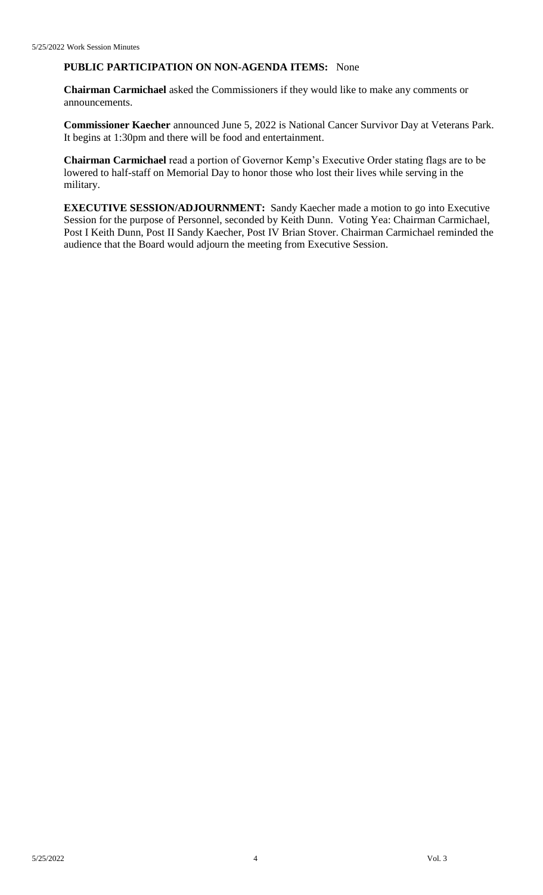**PUBLIC PARTICIPATION ON NON-AGENDA ITEMS:** None

**Chairman Carmichael** asked the Commissioners if they would like to make any comments or announcements.

**Commissioner Kaecher** announced June 5, 2022 is National Cancer Survivor Day at Veterans Park. It begins at 1:30pm and there will be food and entertainment.

**Chairman Carmichael** read a portion of Governor Kemp's Executive Order stating flags are to be lowered to half-staff on Memorial Day to honor those who lost their lives while serving in the military.

**EXECUTIVE SESSION/ADJOURNMENT:** Sandy Kaecher made a motion to go into Executive Session for the purpose of Personnel, seconded by Keith Dunn. Voting Yea: Chairman Carmichael, Post I Keith Dunn, Post II Sandy Kaecher, Post IV Brian Stover. Chairman Carmichael reminded the audience that the Board would adjourn the meeting from Executive Session.